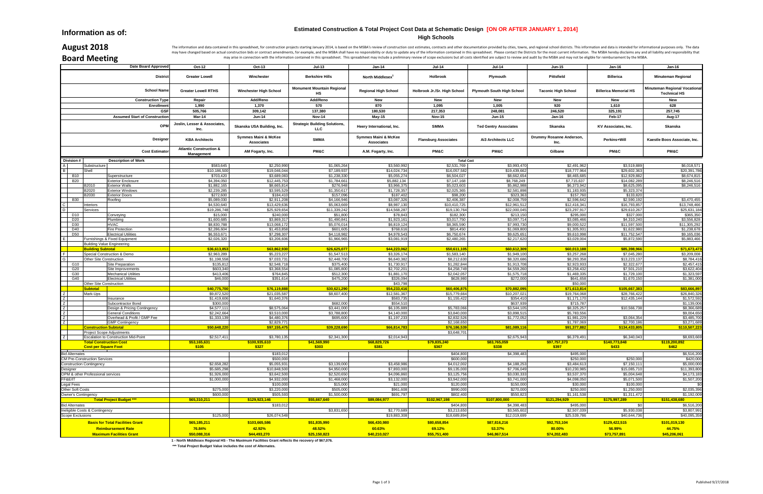# Information as of:

# August 2018

# Board Meeting

## Estimated Construction & Total Project Cost Data at Schematic Design [ON OR AFTER JANUARY 1, 2014]

### High Schools

The information and data contained in this spreadsheet, for construction projects starting January 2014, is based on the MSBA's review of construction cost estimates, contracts and other documentation provided by cities, towns, and regional school districts. This information and data is intended for informational purposes only. The data may have changed based on actual construction bids or contract amendments, for example, and the MSBA shall have no responsibility or duty to update any of the information contained in this spreadsheet. Please contact the Districts for the most current information. The MSBA hereby disclaims any and all liability and responsibility that may arise in connection with the information contained in this spreadsheet. This spreadsheet may include a preliminary review of scope exclusions but all costs identified are subject to review and audit by the MSBA and may not be eligible for reimbursement by the MSBA.

| Division # | | | Description of Work | | | | | | | | | |
|---|---|---|---|---|---|---|---|---|---|---|---|---|
| | | | **Date Board Approved** | Oct-12 | Oct-13 | Jul-13 | Jan-14 | Jul-14 | Jul-14 | Jun-15 | Jan-16 | Jan-16 |
| | | | **District** | Greater Lowell | Winchester | Berkshire Hills | North Middlesex[1] | Holbrook | Plymouth | Pittsfield | Billerica | Minuteman Regional |
| | | | **School Name** | Greater Lowell RTHS | Winchester High School | Monument Mountain Regional HS | Regional High School | Holbrook Jr./Sr. High School | Plymouth South High School | Taconic High School | Billerica Memorial HS | Minuteman Regional Vocational Technical HS |
| | | | **Construction Type** | Repair | Add/Reno | Add/Reno | New | New | New | New | New | New |
| | | | **Enrollment** | 1,990 | 1,370 | 570 | 870 | 1,095 | 1,005 | 920 | 1,610 | 628 |
| | | | **GSF** | 505,766 | 309,142 | 137,380 | 180,530 | 217,353 | 248,081 | 246,520 | 325,191 | 257,745 |
| | | | **Assumed Start of Construction** | Mar-14 | Jun-14 | Nov-14 | May-15 | Nov-15 | Jun-15 | Jan-16 | Feb-17 | Aug-17 |
| | | | **OPM** | Joslin, Lesser & Associates, Inc. | Skanska USA Building, Inc. | Strategic Building Solutions, LLC | Heery International, Inc. | SMMA | Ted Gentry Associates | Skanska | KV Associates, Inc. | Skanska |
| | | | **Designer** | KBA Architects | Symmes Maini & McKee Associates | SMMA | Symmes Maini & McKee Associates | Flansburg Associates | Ai3 Architects LLC | Drummy Rosanne Anderson, Inc. | Perkins+Will | Kaestle Boos Associate, Inc. |
| | | | **Cost Estimator** | Atlantic Construction & Management | AM Fogarty, Inc. | PM&C | A.M. Fogarty, Inc. | PM&C | PM&C | Gilbane | PM&C | PM&C |
| A | | | Substructure | $583,645 | $2,250,990 | $1,065,264 | $3,560,992 | $2,531,769 | $3,993,470 | $2,491,962 | $3,519,889 | $6,018,571 |
| B | | | Shell | $10,186,500 | $19,046,044 | $7,189,937 | $14,024,734 | $16,057,582 | $19,439,662 | $18,777,964 | $29,602,363 | $20,391,786 |
| | B10 | | Superstructure | $703,420 | $3,689,083 | $1,238,330 | $5,055,274 | $6,504,027 | $8,662,654 | $8,465,685 | $12,929,882 | $8,674,815 |
| | B20 | | Exterior Enclosure | $4,394,050 | $12,445,753 | $1,784,661 | $5,882,134 | $7,147,168 | $8,768,249 | $7,715,637 | $14,082,289 | $8,246,516 |
| | | B2010 | Exterior Walls | $1,882,165 | $8,665,814 | $276,948 | $3,966,375 | $5,023,603 | $5,862,988 | $6,373,942 | $8,625,095 | $8,246,516 |
| | | B2020 | Exterior Windows | $2,239,285 | $3,595,529 | $1,350,617 | $1,728,357 | $2,025,365 | $2,581,898 | $1,183,935 | $5,323,374 | |
| | | B2030 | Exterior Doors | $272,600 | $184,410 | $157,096 | $187,402 | $98,200 | $323,363 | $157,760 | $133,820 | |
| | B30 | | Roofing | $5,089,030 | $2,911,208 | $4,166,946 | $3,087,326 | $2,406,387 | $2,008,759 | $2,596,642 | $2,590,192 | $3,470,455 |
| C | | | Interiors | $4,530,640 | $13,429,636 | $5,063,669 | $8,987,130 | $10,410,725 | $12,961,512 | $12,416,341 | $16,793,857 | $13,748,466 |
| D | | | Services | $19,286,748 | $25,929,654 | $11,339,242 | $14,568,287 | $19,130,764 | $22,000,045 | $23,297,917 | $29,610,267 | $25,631,184 |
| | D10 | | Conveying | $15,000 | $240,000 | $51,800 | $78,843 | $182,300 | $213,150 | $295,000 | $327,000 | $365,350 |
| | D20 | | Plumbing | $1,600,685 | $3,869,317 | $1,490,841 | $1,923,161 | $3,017,750 | $3,097,714 | $3,085,466 | $4,310,240 | $3,556,828 |
| | D30 | | HVAC | $8,830,788 | $13,068,172 | $5,076,014 | $6,819,124 | $8,365,590 | $7,993,730 | $9,000,522 | $11,597,500 | $11,305,292 |
| | D40 | | Fire Protection | $2,286,604 | $1,453,858 | $601,605 | $768,616 | $814,450 | $1,069,800 | $1,305,931 | $1,622,980 | $1,238,678 |
| | D50 | | Electrical Utilities | $6,553,671 | $7,298,307 | $4,118,982 | $4,978,543 | $6,750,674 | $9,625,651 | $9,610,998 | $11,752,547 | $9,165,036 |
| E | | | Furnishings & Fixed Equipment | $2,026,320 | $3,206,606 | $1,966,965 | $3,081,919 | $2,480,265 | $2,217,620 | $3,029,004 | $5,872,590 | $5,883,466 |
| | | | Building Value Engineering | | | | | | | | | |
| | | | **Building Subtotal** | **$36,613,853** | **$63,862,930** | **$26,625,077** | **$44,223,062** | **$50,611,105** | **$60,612,309** | **$60,013,188** | **$85,398,966** | **$71,673,473** |
| F | | | Special Construction & Demo | $2,963,289 | $5,223,227 | $1,547,513 | $3,326,174 | $1,583,140 | $1,949,100 | $3,257,268 | $7,045,280 | $3,209,008 |
| G | | | Other Site Construction | $1,198,558 | $7,033,731 | $2,448,700 | $6,640,382 | $8,212,630 | $8,320,686 | $8,293,358 | $13,223,137 | $8,784,416 |
| | G10 | | Site Preparation | $135,812 | $2,548,718 | $375,400 | $1,730,917 | $1,282,844 | $1,913,708 | $2,923,933 | $2,322,677 | $2,457,415 |
| | G20 | | Site Improvements | $603,340 | $3,368,554 | $1,085,800 | $2,702,201 | $4,258,749 | $4,559,260 | $3,258,432 | $7,501,210 | $3,622,404 |
| | G30 | | Mechanical Utilities | $413,406 | $764,845 | $512,300 | $1,881,170 | $2,042,057 | $1,575,718 | $1,469,335 | $1,729,100 | $1,323,597 |
| | G40 | | Electrical Utilities | $46,000 | $351,614 | $475,200 | $326,094 | $628,980 | $272,000 | $641,658 | $1,670,150 | $1,381,000 |
| | | | Other Site Construction | | | | $43,798 | | | $50,000 | | |
| | | | **Subtotal** | **$40,775,700** | **$76,119,888** | **$30,621,290** | **$54,233,416** | **$60,406,875** | **$70,882,095** | **$71,613,814** | **$105,667,383** | **$83,666,897** |
| Z | | | Mark-Ups | $9,872,520 | $21,035,587 | $8,607,400 | $12,581,367 | $15,779,664 | $10,207,021 | $19,764,068 | $28,766,422 | $26,840,326 |
| Z | | | Insurance | $1,419,606 | $1,640,376 | | $583,735 | $1,155,422 | $354,410 | $1,171,170 | $12,435,144 | $1,572,592 |
| Z | | | Subcontractor Bond | $300,000 | | $682,000 | $554,510 | | $637,939 | $715,787 | | $1,139,006 |
| Z | | | Design & Pricing Contingency | $4,577,111 | $8,575,064 | $3,441,000 | $6,105,889 | $5,783,066 | $3,544,105 | $8,325,257 | $10,566,738 | $8,366,689 |
| Z | | | General Conditions | $2,242,664 | $3,510,000 | $3,788,800 | $4,140,000 | $3,840,000 | $3,898,515 | $5,783,556 | | $9,004,650 |
| Z | | | Overhead & Profit / GMP Fee | $1,333,139 | $4,480,376 | $695,600 | $1,197,233 | $2,832,526 | $1,772,052 | $1,981,229 | $3,064,354 | $3,485,700 |
| Z | | | GMP Contingency | | $2,829,771 | | | $2,168,650 | | $1,787,069 | $2,700,186 | $3,271,689 |
| | | | **Construction Subtotal** | **$50,648,220** | **$97,155,475** | **$39,228,690** | **$66,814,783** | **$76,186,539** | **$81,089,116** | **$91,377,882** | **$134,433,805** | **$110,507,223** |
| | | | Project Scope Adjustments | | | | | $3,648,701 | | | | |
| Z | | | Escalation to Construction Mid-Point | $2,517,411 | $3,780,135 | $2,341,300 | $2,014,943 | | $2,675,943 | $6,379,491 | $6,340,043 | $8,693,669 |
| | | | **Total Construction Cost** | **$53,165,631** | **$100,935,610** | **$41,569,990** | **$68,829,726** | **$79,835,240** | **$83,765,059** | **$97,757,373** | **$140,773,848** | **$119,200,892** |
| | | | **Cost per Square Foot** | **$105** | **$327** | **$303** | **$381** | **$367** | **$338** | **$397** | **$433** | **$462** |
| Bid Alternates | | | | | $183,012 | | | $404,800 | $4,398,483 | $495,000 | | $6,516,200 |
| CM Pre-Construction Services | | | | | $500,000 | | | $600,000 | | $250,000 | $250,000 | $420,000 |
| Construction Contingency | | | | $2,658,282 | $5,055,931 | $3,139,000 | $3,458,986 | $4,012,002 | $4,188,253 | $3,484,613 | $7,150,111 | $5,000,000 |
| Designer | | | | $5,685,298 | $10,848,500 | $4,950,000 | $7,893,000 | $9,135,000 | $7,706,049 | $10,230,985 | $15,085,710 | $11,393,800 |
| OPM & other Professional services | | | | $1,926,000 | $3,642,500 | $2,520,650 | $4,096,860 | $3,125,756 | $3,030,333 | $3,537,370 | $5,004,648 | $4,173,183 |
| FF&E/IT | | | | $1,000,000 | $4,932,000 | $1,468,000 | $3,132,000 | $3,942,000 | $3,741,000 | $4,098,050 | $5,071,500 | $1,507,200 |
| Legal Fees | | | | | $100,000 | $15,000 | $21,000 | $120,000 | $150,000 | $30,000 | $100,000 | $0 |
| Other Soft Costs | | | | $275,000 | $3,220,000 | $505,000 | $961,608 | $990,000 | $270,000 | $250,000 | $1,250,000 | $2,035,396 |
| Owner's Contingency | | | | $600,000 | $505,593 | $1,500,000 | $691,797 | $802,400 | $550,823 | $1,161,538 | $1,311,472 | $1,192,009 |
| | | | **Total Project Budget \*\*\*** | **$65,310,211** | **$129,923,146** | **$55,667,640** | **$89,084,977** | **$102,967,198** | **$107,800,000** | **$121,294,929** | **$175,997,289** | **$151,438,680** |
| Bid Alternates | | | | | $183,012 | | | $404,800 | $4,398,483 | $495,000 | $0 | $6,516,200 |
| Ineligible Costs & Contingency | | | | | | $3,831,650 | $2,770,689 | $3,213,650 | $3,565,602 | $2,507,039 | $5,930,038 | $3,807,991 |
| Scope Exclusions | | | | $125,000 | $26,074,548 | | $19,883,308 | $18,689,894 | $12,019,699 | $25,539,786 | $40,644,736 | $40,095,359 |
| | | | **Basis for Total Facilities Grant** | **$65,185,211** | **$103,665,586** | **$51,835,990** | **$66,430,980** | **$80,658,854** | **$87,816,216** | **$92,753,104** | **$129,422,515** | **$101,019,130** |
| | | | **Reimbursement Rate** | **76.84%** | **42.92%** | **48.52%** | **60.63%** | **69.12%** | **53.37%** | **80.00%** | **56.99%** | **44.75%** |
| | | | **Maximum Facilities Grant** | **$50,088,316** | **$44,493,270** | **$25,150,823** | **$40,210,027** | **$55,751,400** | **$46,867,514** | **$74,202,483** | **$73,757,891** | **$45,206,061** |

1 - North Middlesex Regional HS - The Maximum Facilities Grant reflects the recovery of $67,076.

\*\*\* Total Project Budget Value includes the cost of Alternates.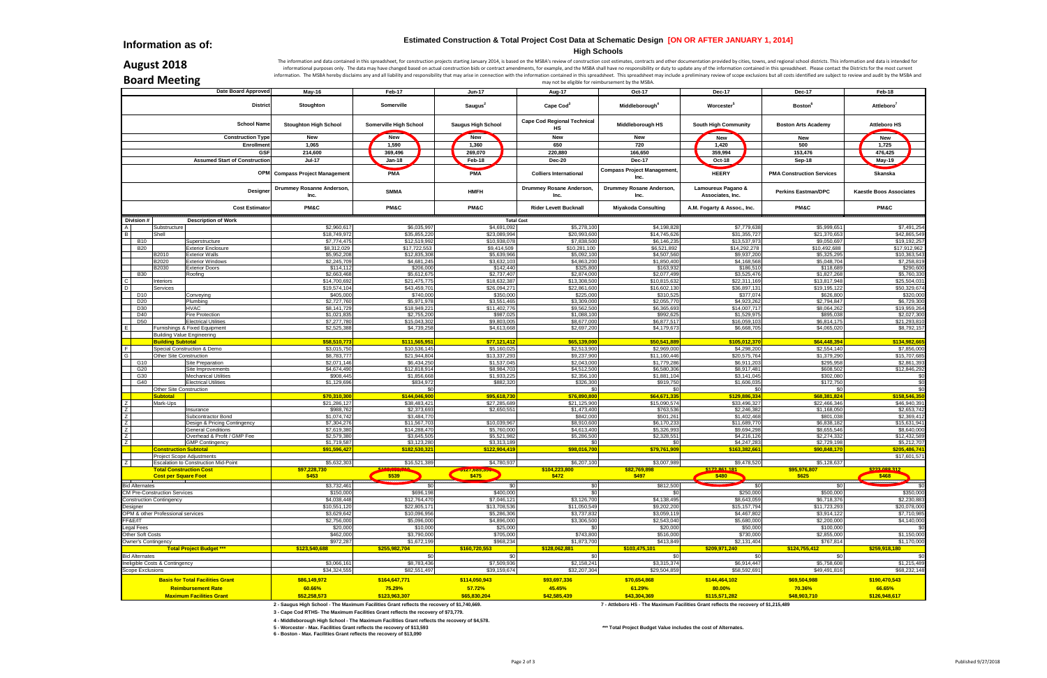# Information as of:

## August 2018

## Board Meeting

### Estimated Construction & Total Project Cost Data at Schematic Design [ON OR AFTER JANUARY 1, 2014]

### High Schools

The information and data contained in this spreadsheet, for construction projects starting January 2014, is based on the MSBA's review of construction cost estimates, contracts and other documentation provided by cities, towns, and regional school districts. This information and data is intended for informational purposes only. The data may have changed based on actual construction bids or contract amendments, for example, and the MSBA shall have no responsibility or duty to update any of the information contained in this spreadsheet. Please contact the Districts for the most current information. The MSBA hereby disclaims any and all liability and responsibility that may arise in connection with the information contained in this spreadsheet. This spreadsheet may include a preliminary review of scope exclusions but all costs identified are subject to review and audit by the MSBA and may not be eligible for reimbursement by the MSBA.

| | | | Date Board Approved | May-16 | Feb-17 | Jun-17 | Aug-17 | Oct-17 | Dec-17 | Dec-17 | Feb-18 |
|---|---|---|---|---|---|---|---|---|---|---|---|
| | | | District | Stoughton | Somerville | Saugus[2] | Cape Cod[3] | Middleborough[4] | Worcester[5] | Boston[6] | Attleboro[7] |
| | | | School Name | Stoughton High School | Somerville High School | Saugus High School | Cape Cod Regional Technical HS | Middleborough HS | South High Community | Boston Arts Academy | Attleboro HS |
| | | | Construction Type | New | New | New | New | New | New | New | New |
| | | | Enrollment | 1,065 | 1,590 | 1,360 | 650 | 720 | 1,420 | 500 | 1,725 |
| | | | GSF | 214,600 | 369,496 | 269,070 | 220,880 | 166,650 | 359,994 | 153,476 | 476,425 |
| | | | Assumed Start of Construction | Jul-17 | Jan-18 | Feb-18 | Dec-20 | Dec-17 | Oct-18 | Sep-18 | May-19 |
| | | | OPM | Compass Project Management | PMA | PMA | Colliers International | Compass Project Management, Inc. | HEERY | PMA Construction Services | Skanska |
| | | | Designer | Drummey Rosanne Anderson, Inc. | SMMA | HMFH | Drummey Rosane Anderson, Inc. | Drummey Rosane Anderson, Inc. | Lamoureux Pagano & Associates, Inc. | Perkins Eastman/DPC | Kaestle Boos Associates |
| | | | Cost Estimator | PM&C | PM&C | PM&C | Rider Levett Bucknall | Miyakoda Consulting | A.M. Fogarty & Assoc., Inc. | PM&C | PM&C |
| Division # | | | Description of Work | Total Cost | | | | | | | |
| A | | | Substructure | $2,960,617 | $6,035,997 | $4,691,092 | $5,278,100 | $4,198,828 | $7,779,638 | $5,999,651 | $7,491,254 |
| B | | | Shell | $18,749,972 | $35,855,220 | $23,089,994 | $20,993,600 | $14,745,626 | $31,355,727 | $21,370,653 | $42,865,549 |
| | B10 | | Superstructure | $7,774,475 | $12,519,992 | $10,938,078 | $7,838,500 | $6,146,235 | $13,537,973 | $9,050,697 | $19,192,257 |
| | B20 | | Exterior Enclosure | $8,312,029 | $17,722,553 | $9,414,509 | $10,281,100 | $6,521,892 | $14,292,278 | $10,492,688 | $17,912,962 |
| | | B2010 | Exterior Walls | $5,952,208 | $12,835,308 | $5,639,966 | $5,092,100 | $4,507,560 | $9,937,200 | $5,325,295 | $10,363,543 |
| | | B2020 | Exterior Windows | $2,245,709 | $4,681,245 | $3,632,103 | $4,863,200 | $1,850,400 | $4,168,568 | $5,048,704 | $7,258,819 |
| | | B2030 | Exterior Doors | $114,112 | $206,000 | $142,440 | $325,800 | $163,932 | $186,510 | $118,689 | $290,600 |
| | B30 | | Roofing | $2,663,468 | $5,612,675 | $2,737,407 | $2,874,000 | $2,077,499 | $3,525,476 | $1,827,268 | $5,760,330 |
| C | | | Interiors | $14,700,692 | $21,475,775 | $18,632,387 | $13,308,500 | $10,815,632 | $22,311,169 | $13,817,948 | $25,504,031 |
| D | | | Services | $19,574,104 | $43,459,701 | $26,094,271 | $22,861,600 | $16,602,130 | $36,897,131 | $19,195,122 | $50,329,674 |
| | D10 | | Conveying | $405,000 | $740,000 | $350,000 | $225,000 | $310,525 | $377,074 | $626,800 | $320,000 |
| | D20 | | Plumbing | $2,727,760 | $5,971,978 | $3,551,465 | $3,309,000 | $2,055,770 | $4,923,262 | $2,794,847 | $6,729,300 |
| | D30 | | HVAC | $8,141,729 | $18,949,221 | $11,402,776 | $9,562,500 | $6,365,693 | $14,007,717 | $8,064,262 | $19,959,264 |
| | D40 | | Fire Protection | $1,021,835 | $2,755,200 | $987,025 | $1,088,100 | $992,625 | $1,529,975 | $895,038 | $2,027,300 |
| | D50 | | Electrical Utilities | $7,277,780 | $15,043,302 | $9,803,005 | $8,677,000 | $6,877,517 | $16,059,103 | $6,814,175 | $21,293,810 |
| E | | | Furnishings & Fixed Equipment | $2,525,388 | $4,739,258 | $4,613,668 | $2,697,200 | $4,179,673 | $6,668,705 | $4,065,020 | $8,792,157 |
| | | | Building Value Engineering | | | | | | | | |
| | | | **Building Subtotal** | **$58,510,773** | **$111,565,951** | **$77,121,412** | **$65,139,000** | **$50,541,889** | **$105,012,370** | **$64,448,394** | **$134,982,665** |
| F | | | Special Construction & Demo | $3,015,750 | $10,536,145 | $5,160,025 | $2,513,900 | $2,969,000 | $4,298,200 | $2,554,140 | $7,856,000 |
| G | | | Other Site Construction | $8,783,777 | $21,944,804 | $13,337,293 | $9,237,900 | $11,160,446 | $20,575,764 | $1,379,290 | $15,707,685 |
| | G10 | | Site Preparation | $2,071,146 | $6,434,250 | $1,537,045 | $2,043,000 | $1,779,286 | $6,911,203 | $295,958 | $2,861,393 |
| | G20 | | Site Improvements | $4,674,490 | $12,818,914 | $8,984,703 | $4,512,500 | $6,580,306 | $8,917,481 | $608,502 | $12,846,292 |
| | G30 | | Mechanical Utilities | $908,445 | $1,856,668 | $1,933,225 | $2,356,100 | $1,881,104 | $3,141,045 | $302,080 | $0 |
| | G40 | | Electrical Utilities | $1,129,696 | $834,972 | $882,320 | $326,300 | $919,750 | $1,606,035 | $172,750 | $0 |
| | | | Other Site Construction | $0 | $0 | $0 | $0 | $0 | $0 | $0 | $0 |
| | | | **Subtotal** | **$70,310,300** | **$144,046,900** | **$95,618,730** | **$76,890,800** | **$64,671,335** | **$129,886,334** | **$68,381,824** | **$158,546,350** |
| Z | | | Mark-Ups | $21,286,127 | $38,483,421 | $27,285,689 | $21,125,900 | $15,090,574 | $33,496,327 | $22,466,346 | $46,940,391 |
| Z | | | Insurance | $988,762 | $2,373,693 | $2,650,551 | $1,473,400 | $763,536 | $2,246,382 | $1,168,050 | $2,653,742 |
| Z | | | Subcontractor Bond | $1,074,742 | $3,484,770 | | $842,000 | $501,261 | $1,402,468 | $801,038 | $2,369,412 |
| Z | | | Design & Pricing Contingency | $7,304,276 | $11,567,703 | $10,039,967 | $8,910,600 | $6,170,233 | $11,689,770 | $6,838,182 | $15,631,941 |
| Z | | | General Conditions | $7,619,380 | $14,288,470 | $5,760,000 | $4,613,400 | $5,326,993 | $9,694,298 | $8,655,546 | $8,640,000 |
| Z | | | Overhead & Profit / GMP Fee | $2,579,380 | $3,645,505 | $5,521,982 | $5,286,500 | $2,328,551 | $4,216,126 | $2,274,332 | $12,432,589 |
| Z | | | GMP Contingency | $1,719,587 | $3,123,280 | $3,313,189 | $0 | $0 | $4,247,283 | $2,729,198 | $5,212,707 |
| | | | **Construction Subtotal** | **$91,596,427** | **$182,530,321** | **$122,904,419** | **$98,016,700** | **$79,761,909** | **$163,382,661** | **$90,848,170** | **$205,486,741** |
| | | | Project Scope Adjustments | | | | | | | | $17,601,571 |
| Z | | | Escalation to Construction Mid-Point | $5,632,303 | $16,521,389 | $4,780,937 | $6,207,100 | $3,007,989 | $9,478,520 | $5,128,637 | |
| | | | **Total Construction Cost** | **$97,228,730** | **$199,051,710** | **$127,685,356** | **$104,223,800** | **$82,769,898** | **$172,861,181** | **$95,976,807** | **$223,088,312** |
| | | | **Cost per Square Foot** | **$453** | **$539** | **$475** | **$472** | **$497** | **$480** | **$625** | **$468** |
| Bid Alternates | | | | $3,732,461 | $0 | $0 | $0 | $812,500 | $0 | $0 | $0 |
| CM Pre-Construction Services | | | | $150,000 | $696,198 | $400,000 | $0 | $0 | $250,000 | $500,000 | $350,000 |
| Construction Contingency | | | | $4,038,448 | $12,764,470 | $7,046,121 | $3,126,700 | $4,138,495 | $8,643,059 | $6,718,376 | $2,230,883 |
| Designer | | | | $10,551,120 | $22,805,171 | $13,708,536 | $11,050,549 | $9,202,200 | $15,157,794 | $11,723,293 | $20,078,000 |
| OPM & other Professional services | | | | $3,629,642 | $10,096,956 | $5,286,306 | $3,737,832 | $3,059,119 | $4,467,802 | $3,914,122 | $7,710,985 |
| FF&E/IT | | | | $2,756,000 | $5,096,000 | $4,896,000 | $3,306,500 | $2,543,040 | $5,680,000 | $2,200,000 | $4,140,000 |
| Legal Fees | | | | $20,000 | $10,000 | $25,000 | $0 | $20,000 | $50,000 | $100,000 | $0 |
| Other Soft Costs | | | | $462,000 | $3,790,000 | $705,000 | $743,800 | $516,000 | $730,000 | $2,855,000 | $1,150,000 |
| Owner's Contingency | | | | $972,287 | $1,672,199 | $968,234 | $1,873,700 | $413,849 | $2,131,404 | $767,814 | $1,170,000 |
| | | | **Total Project Budget \*\*\*** | **$123,540,688** | **$255,982,704** | **$160,720,553** | **$128,062,881** | **$103,475,101** | **$209,971,240** | **$124,755,412** | **$259,918,180** |
| Bid Alternates | | | | $0 | $0 | $0 | $0 | $0 | $0 | $0 | $0 |
| Ineligible Costs & Contingency | | | | $3,066,161 | $8,783,436 | $7,509,936 | $2,158,241 | $3,315,374 | $6,914,447 | $5,758,608 | $1,215,489 |
| Scope Exclusions | | | | $34,324,555 | $82,551,497 | $39,159,674 | $32,207,304 | $29,504,859 | $58,592,691 | $49,491,816 | $68,232,148 |
| | | | **Basis for Total Facilities Grant** | **$86,149,972** | **$164,647,771** | **$114,050,943** | **$93,697,336** | **$70,654,868** | **$144,464,102** | **$69,504,988** | **$190,470,543** |
| | | | **Reimbursement Rate** | **60.66%** | **75.29%** | **57.72%** | **45.45%** | **61.29%** | **80.00%** | **70.36%** | **66.65%** |
| | | | **Maximum Facilities Grant** | **$52,258,573** | **$123,963,307** | **$65,830,204** | **$42,585,439** | **$43,304,369** | **$115,571,282** | **$48,903,710** | **$126,948,617** |

2 - Saugus High School - The Maximum Facilities Grant reflects the recovery of $1,740,669.

3 - Cape Cod RTHS- The Maximum Facilities Grant reflects the recovery of $73,779.

4 - Middleborough High School - The Maximum Facilities Grant reflects the recovery of $4,578.

5 - Worcester - Max. Facilities Grant reflects the recovery of $13,593

6 - Boston - Max. Facilities Grant reflects the recovery of $13,090

7 - Attleboro HS - The Maximum Facilities Grant reflects the recovery of $1,215,489

\*\*\* Total Project Budget Value includes the cost of Alternates.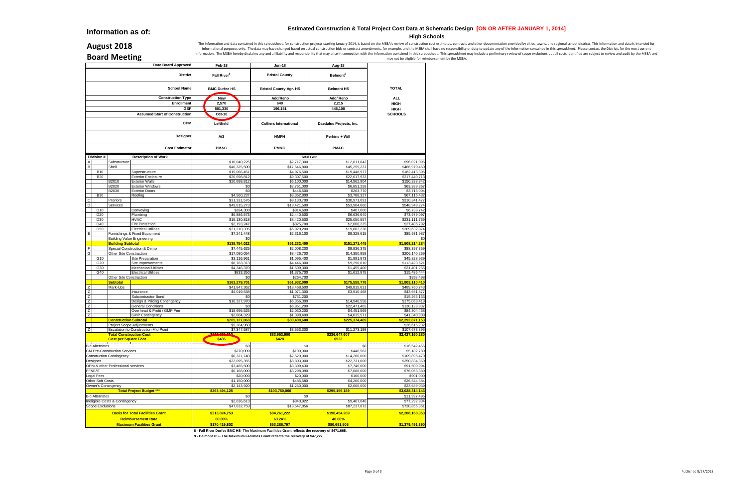# Information as of:

# August 2018

# Board Meeting

## Estimated Construction & Total Project Cost Data at Schematic Design [ON OR AFTER JANUARY 1, 2014]

### High Schools

The information and data contained in this spreadsheet, for construction projects starting January 2014, is based on the MSBA's review of construction cost estimates, contracts and other documentation provided by cities, towns, and regional school districts. This information and data is intended for informational purposes only. The data may have changed based on actual construction bids or contract amendments, for example, and the MSBA shall have no responsibility or duty to update any of the information contained in this spreadsheet. Please contact the Districts for the most current information. The MSBA hereby disclaims any and all liability and responsibility that may arise in connection with the information contained in this spreadsheet. This spreadsheet may include a preliminary review of scope exclusions but all costs identified are subject to review and audit by the MSBA and may not be eligible for reimbursement by the MSBA.

| | | | Date Board Approved | Feb-18 | Jun-18 | Aug-18 | |
|---|---|---|---|---|---|---|---|
| | | | District | Fall River[8] | Bristol County | Belmont[9] | |
| | | | School Name | BMC Durfee HS | Bristol County Agr. HS | Belmont HS | TOTAL |
| | | | Construction Type | New | Add/Reno | Add/ Reno | ALL |
| | | | Enrollment | 2,570 | 640 | 2,215 | HIGH |
| | | | GSF | 501,330 | 196,151 | 445,100 | HIGH |
| | | | Assumed Start of Construction | Oct-18 | | | SCHOOLS |
| | | | OPM | Leftfield | Colliers International | Daedalus Projects, Inc. | |
| | | | Designer | Ai3 | HMFH | Perkins + Will | |
| | | | Cost Estimator | PM&C | PM&C | PM&C | |
| Division # | | | Description of Work | Total Cost | | | |
| A | | | Substructure | $10,040,225 | $2,717,300 | $12,811,842 | $96,021,096 |
| B | | | Shell | $40,325,500 | $17,646,800 | $45,255,237 | $466,970,450 |
| | B10 | | Superstructure | $15,066,451 | $4,976,500 | $19,448,977 | $182,413,305 |
| | B20 | | Exterior Enclosure | $20,698,812 | $9,307,500 | $22,017,933 | $217,440,713 |
| | | B2010 | Exterior Walls | $20,698,812 | $6,100,000 | $14,962,904 | $150,338,342 |
| | | B2020 | Exterior Windows | $0 | $2,761,000 | $6,851,259 | $63,389,367 |
| | | B2030 | Exterior Doors | $0 | $446,500 | $203,770 | $3,713,004 |
| | B30 | | Roofing | $4,560,237 | $3,362,800 | $3,788,327 | $67,116,432 |
| C | | | Interiors | $31,331,576 | $9,130,700 | $30,971,091 | $310,341,477 |
| D | | | Services | $49,815,273 | $19,421,500 | $53,904,660 | $548,949,274 |
| | D10 | | Conveying | $394,300 | $814,600 | $407,000 | $6,738,742 |
| | D20 | | Plumbing | $6,886,573 | $2,440,500 | $6,636,640 | $73,979,097 |
| | D30 | | HVAC | $19,130,818 | $8,420,500 | $25,050,557 | $231,111,769 |
| | D40 | | Fire Protection | $2,193,247 | $825,700 | $2,008,225 | $27,486,792 |
| | D50 | | Electrical Utilities | $21,210,335 | $6,920,200 | $19,802,238 | $209,632,874 |
| E | | | Furnishings & Fixed Equipment | $7,241,448 | $2,316,100 | $8,328,615 | $85,931,987 |
| | | | Building Value Engineering | $0 | | | $0 |
| | | | **Building Subtotal** | **$138,754,022** | **$51,232,400** | **$151,271,445** | **$1,508,214,284** |
| F | | | Special Construction & Demo | $7,445,625 | $2,008,200 | $9,936,375 | $88,397,359 |
| G | | | Other Site Construction | $17,080,054 | $8,426,700 | $14,350,958 | $206,140,269 |
| | G10 | | Site Preparation | $3,116,961 | $1,095,400 | $1,991,873 | $45,828,939 |
| | G20 | | Site Improvements | $8,783,373 | $4,446,300 | $9,290,810 | $113,423,621 |
| | G30 | | Mechanical Utilities | $4,346,370 | $1,509,300 | $1,455,400 | $31,401,265 |
| | G40 | | Electrical Utilities | $833,350 | $1,375,700 | $1,612,875 | $15,486,444 |
| | | | Other Site Construction | $0 | $264,700 | | $358,498 |
| | | | **Subtotal** | **$163,279,701** | **$61,932,000** | **$175,558,778** | **$1,803,110,410** |
| Z | | | Mark-Ups | $41,847,362 | $18,468,600 | $49,815,631 | $489,760,743 |
| Z | | | Insurance | $4,019,538 | $1,071,300 | $3,910,468 | $43,651,877 |
| Z | | | Subcontractor Bond | $0 | $761,200 | | $15,266,133 |
| Z | | | Design & Pricing Contingency | $16,327,970 | $6,356,300 | $14,946,558 | $175,068,419 |
| Z | | | General Conditions | $0 | $6,851,200 | $22,471,465 | $130,128,937 |
| Z | | | Overhead & Profit / GMP Fee | $18,695,525 | $2,030,200 | $4,451,569 | $84,304,468 |
| Z | | | GMP Contingency | $2,804,329 | $1,398,400 | $4,035,571 | $41,340,909 |
| | | | **Construction Subtotal** | **$205,127,063** | **$80,400,600** | **$225,374,409** | **$2,292,871,153** |
| | | | Project Scope Adjustments | $5,364,960 | | | $26,615,232 |
| Z | | | Escalation to Construction Mid-Point | $7,347,587 | $3,553,300 | $11,273,198 | $107,673,895 |
| | | | **Total Construction Cost** | **$217,839,610** | **$83,953,900** | **$236,647,607** | **$2,427,160,280** |
| | | | **Cost per Square Foot** | **$435** | **$428** | **$532** | |
| Bid Alternates | | | | $0 | $0 | $0 | $16,542,456 |
| CM Pre-Construction Services | | | | $270,000 | $100,000 | $446,582 | $5,182,780 |
| Construction Contingency | | | | $6,321,740 | $2,520,000 | $14,200,000 | $109,895,470 |
| Designer | | | | $22,095,355 | $8,803,000 | $22,731,000 | $250,834,360 |
| OPM & other Professional services | | | | $7,485,500 | $3,309,430 | $7,746,000 | $91,500,994 |
| FF&E/IT | | | | $6,168,000 | $3,298,090 | $7,088,000 | $76,063,380 |
| Legal Fees | | | | $20,000 | $20,000 | $100,000 | $901,000 |
| Other Soft Costs | | | | $1,150,000 | $485,580 | $4,200,000 | $26,544,384 |
| Owner's Contingency | | | | $2,143,920 | $1,260,000 | $2,000,000 | $23,689,039 |
| | | | **Total Project Budget \*\*\*** | **$263,494,125** | **$103,750,000** | **$295,159,189** | **$3,028,314,143** |
| Bid Alternates | | | | $0 | $0 | | $11,997,495 |
| Ineligible Costs & Contingency | | | | $2,636,613 | $840,922 | $9,467,048 | $77,292,934 |
| Scope Exclusions | | | | $47,832,759 | $18,647,856 | $87,237,872 | $730,855,361 |
| | | | **Basis for Total Facilities Grant** | **$213,024,753** | **$84,261,222** | **$198,454,269** | **$2,208,168,353** |
| | | | **Reimbursement Rate** | **80.00%** | **63.24%** | **40.66%** | |
| | | | **Maximum Facilities Grant** | **$170,419,802** | **$53,286,797** | **$80,691,505** | **$1,379,491,390** |

**8 - Fall River Durfee BMC HS- The Maximum Facilities Grant reflects the recovery of $671,665.**

**9 - Belmont HS - The Maximum Facilities Grant reflects the recovery of $47,227**

Published 9/27/2018